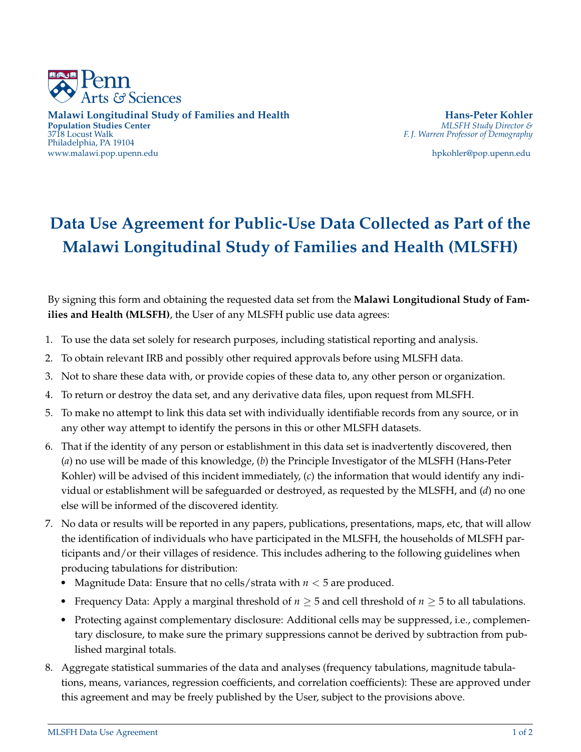Penn Arts & Sciences

**Malawi Longitudinal Study of Families and Health**
**Population Studies Center**
3718 Locust Walk
Philadelphia, PA 19104
www.malawi.pop.upenn.edu

**Hans-Peter Kohler**
*MLSFH Study Director &*
*F. J. Warren Professor of Demography*

hpkohler@pop.upenn.edu

# Data Use Agreement for Public-Use Data Collected as Part of the Malawi Longitudinal Study of Families and Health (MLSFH)

By signing this form and obtaining the requested data set from the **Malawi Longitudional Study of Families and Health (MLSFH)**, the User of any MLSFH public use data agrees:

1. To use the data set solely for research purposes, including statistical reporting and analysis.
2. To obtain relevant IRB and possibly other required approvals before using MLSFH data.
3. Not to share these data with, or provide copies of these data to, any other person or organization.
4. To return or destroy the data set, and any derivative data files, upon request from MLSFH.
5. To make no attempt to link this data set with individually identifiable records from any source, or in any other way attempt to identify the persons in this or other MLSFH datasets.
6. That if the identity of any person or establishment in this data set is inadvertently discovered, then (*a*) no use will be made of this knowledge, (*b*) the Principle Investigator of the MLSFH (Hans-Peter Kohler) will be advised of this incident immediately, (*c*) the information that would identify any individual or establishment will be safeguarded or destroyed, as requested by the MLSFH, and (*d*) no one else will be informed of the discovered identity.
7. No data or results will be reported in any papers, publications, presentations, maps, etc, that will allow the identification of individuals who have participated in the MLSFH, the households of MLSFH participants and/or their villages of residence. This includes adhering to the following guidelines when producing tabulations for distribution:
   - Magnitude Data: Ensure that no cells/strata with $n < 5$ are produced.
   - Frequency Data: Apply a marginal threshold of $n \geq 5$ and cell threshold of $n \geq 5$ to all tabulations.
   - Protecting against complementary disclosure: Additional cells may be suppressed, i.e., complementary disclosure, to make sure the primary suppressions cannot be derived by subtraction from published marginal totals.
8. Aggregate statistical summaries of the data and analyses (frequency tabulations, magnitude tabulations, means, variances, regression coefficients, and correlation coefficients): These are approved under this agreement and may be freely published by the User, subject to the provisions above.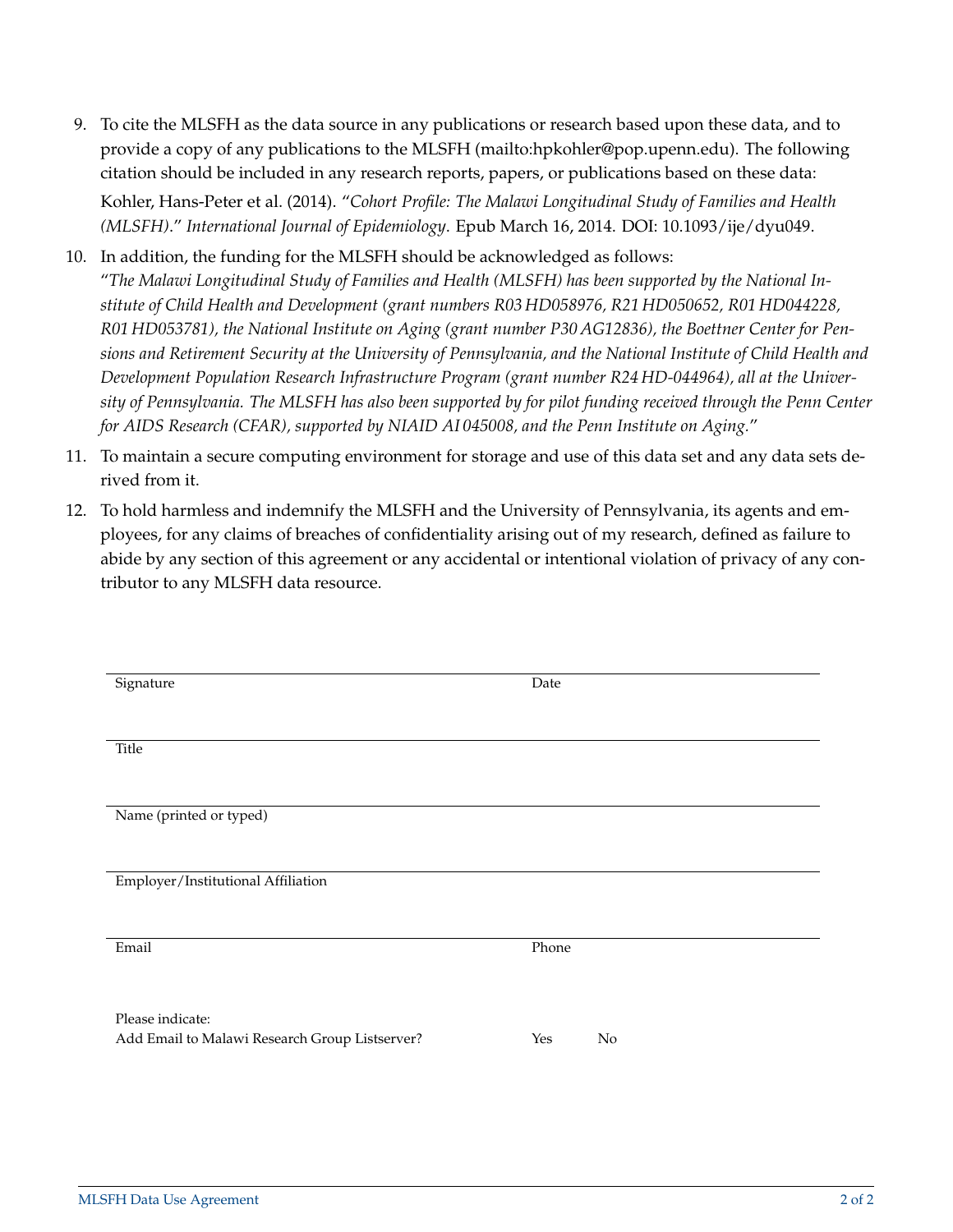9. To cite the MLSFH as the data source in any publications or research based upon these data, and to provide a copy of any publications to the MLSFH (mailto:hpkohler@pop.upenn.edu). The following citation should be included in any research reports, papers, or publications based on these data:

   Kohler, Hans-Peter et al. (2014). "*Cohort Profile: The Malawi Longitudinal Study of Families and Health (MLSFH).*" *International Journal of Epidemiology*. Epub March 16, 2014. DOI: 10.1093/ije/dyu049.

10. In addition, the funding for the MLSFH should be acknowledged as follows:
    "*The Malawi Longitudinal Study of Families and Health (MLSFH) has been supported by the National Institute of Child Health and Development (grant numbers R03 HD058976, R21 HD050652, R01 HD044228, R01 HD053781), the National Institute on Aging (grant number P30 AG12836), the Boettner Center for Pensions and Retirement Security at the University of Pennsylvania, and the National Institute of Child Health and Development Population Research Infrastructure Program (grant number R24 HD-044964), all at the University of Pennsylvania. The MLSFH has also been supported by for pilot funding received through the Penn Center for AIDS Research (CFAR), supported by NIAID AI 045008, and the Penn Institute on Aging.*"

11. To maintain a secure computing environment for storage and use of this data set and any data sets derived from it.

12. To hold harmless and indemnify the MLSFH and the University of Pennsylvania, its agents and employees, for any claims of breaches of confidentiality arising out of my research, defined as failure to abide by any section of this agreement or any accidental or intentional violation of privacy of any contributor to any MLSFH data resource.

Signature ____________________ Date ____________________

Title ____________________

Name (printed or typed) ____________________

Employer/Institutional Affiliation ____________________

Email ____________________ Phone ____________________

Please indicate:
Add Email to Malawi Research Group Listserver? Yes No